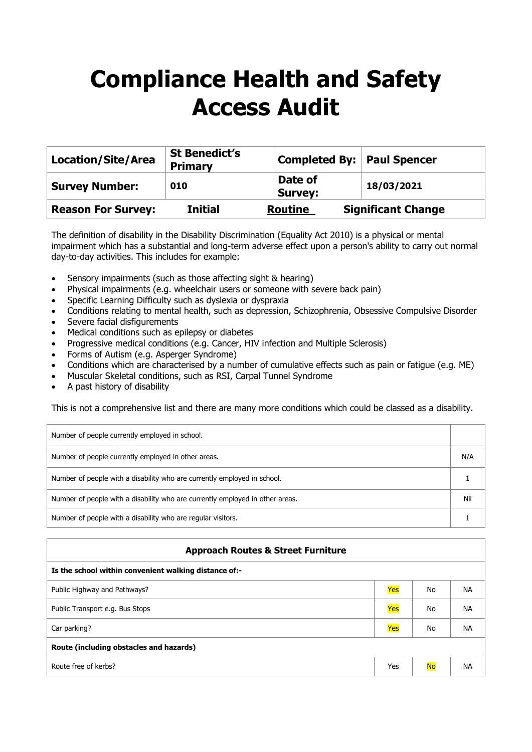# Compliance Health and Safety Access Audit

| Location/Site/Area | St Benedict's Primary | Completed By: | Paul Spencer |
|---|---|---|---|
| **Survey Number:** | **010** | **Date of Survey:** | **18/03/2021** |
| **Reason For Survey:** | **Initial** | **Routine** | **Significant Change** |

The definition of disability in the Disability Discrimination (Equality Act 2010) is a physical or mental impairment which has a substantial and long-term adverse effect upon a person's ability to carry out normal day-to-day activities. This includes for example:

- Sensory impairments (such as those affecting sight & hearing)
- Physical impairments (e.g. wheelchair users or someone with severe back pain)
- Specific Learning Difficulty such as dyslexia or dyspraxia
- Conditions relating to mental health, such as depression, Schizophrenia, Obsessive Compulsive Disorder
- Severe facial disfigurements
- Medical conditions such as epilepsy or diabetes
- Progressive medical conditions (e.g. Cancer, HIV infection and Multiple Sclerosis)
- Forms of Autism (e.g. Asperger Syndrome)
- Conditions which are characterised by a number of cumulative effects such as pain or fatigue (e.g. ME)
- Muscular Skeletal conditions, such as RSI, Carpal Tunnel Syndrome
- A past history of disability

This is not a comprehensive list and there are many more conditions which could be classed as a disability.

| | |
|---|---|
| Number of people currently employed in school. | |
| Number of people currently employed in other areas. | N/A |
| Number of people with a disability who are currently employed in school. | 1 |
| Number of people with a disability who are currently employed in other areas. | Nil |
| Number of people with a disability who are regular visitors. | 1 |

| Approach Routes & Street Furniture | | | |
|---|---|---|---|
| **Is the school within convenient walking distance of:-** | | | |
| Public Highway and Pathways? | **Yes** | No | NA |
| Public Transport e.g. Bus Stops | **Yes** | No | NA |
| Car parking? | **Yes** | No | NA |
| **Route (including obstacles and hazards)** | | | |
| Route free of kerbs? | Yes | **No** | NA |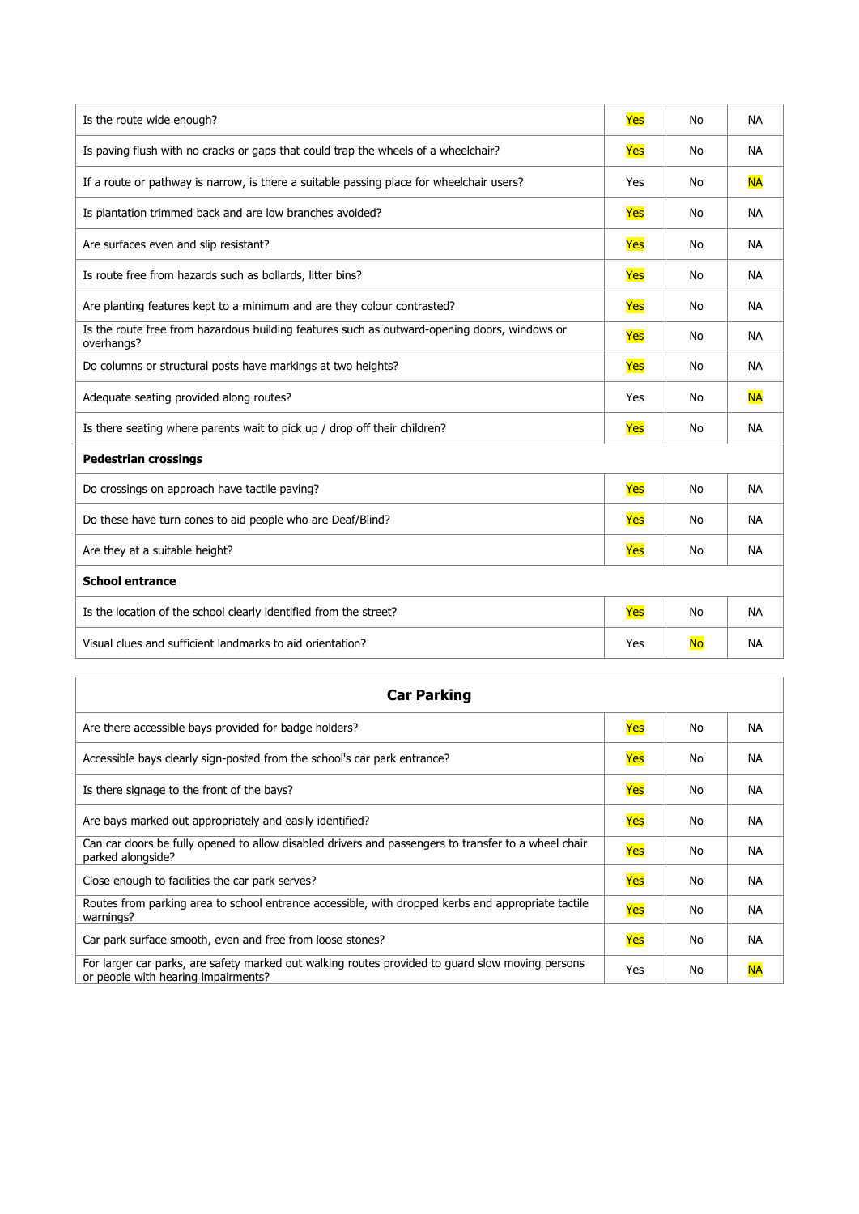| Is the route wide enough? | **Yes** | No | NA |
|---|---|---|---|
| Is paving flush with no cracks or gaps that could trap the wheels of a wheelchair? | **Yes** | No | NA |
| If a route or pathway is narrow, is there a suitable passing place for wheelchair users? | Yes | No | **NA** |
| Is plantation trimmed back and are low branches avoided? | **Yes** | No | NA |
| Are surfaces even and slip resistant? | **Yes** | No | NA |
| Is route free from hazards such as bollards, litter bins? | **Yes** | No | NA |
| Are planting features kept to a minimum and are they colour contrasted? | **Yes** | No | NA |
| Is the route free from hazardous building features such as outward-opening doors, windows or overhangs? | **Yes** | No | NA |
| Do columns or structural posts have markings at two heights? | **Yes** | No | NA |
| Adequate seating provided along routes? | Yes | No | **NA** |
| Is there seating where parents wait to pick up / drop off their children? | **Yes** | No | NA |
| **Pedestrian crossings** | | | |
| Do crossings on approach have tactile paving? | **Yes** | No | NA |
| Do these have turn cones to aid people who are Deaf/Blind? | **Yes** | No | NA |
| Are they at a suitable height? | **Yes** | No | NA |
| **School entrance** | | | |
| Is the location of the school clearly identified from the street? | **Yes** | No | NA |
| Visual clues and sufficient landmarks to aid orientation? | Yes | **No** | NA |

| **Car Parking** | | | |
|---|---|---|---|
| Are there accessible bays provided for badge holders? | **Yes** | No | NA |
| Accessible bays clearly sign-posted from the school's car park entrance? | **Yes** | No | NA |
| Is there signage to the front of the bays? | **Yes** | No | NA |
| Are bays marked out appropriately and easily identified? | **Yes** | No | NA |
| Can car doors be fully opened to allow disabled drivers and passengers to transfer to a wheel chair parked alongside? | **Yes** | No | NA |
| Close enough to facilities the car park serves? | **Yes** | No | NA |
| Routes from parking area to school entrance accessible, with dropped kerbs and appropriate tactile warnings? | **Yes** | No | NA |
| Car park surface smooth, even and free from loose stones? | **Yes** | No | NA |
| For larger car parks, are safety marked out walking routes provided to guard slow moving persons or people with hearing impairments? | Yes | No | **NA** |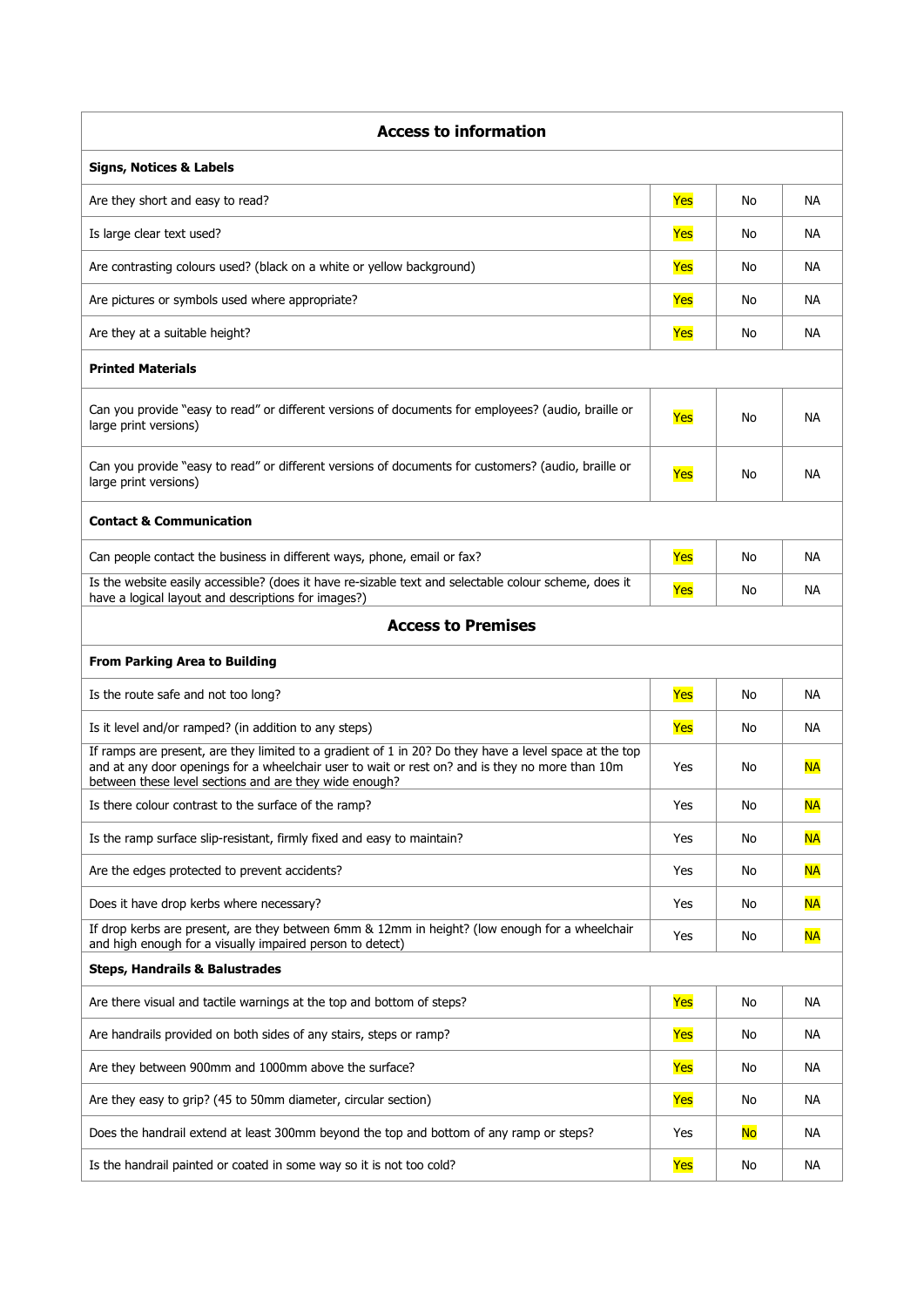| Access to information | | | |
| --- | --- | --- | --- |
| **Signs, Notices & Labels** | | | |
| Are they short and easy to read? | Yes | No | NA |
| Is large clear text used? | Yes | No | NA |
| Are contrasting colours used? (black on a white or yellow background) | Yes | No | NA |
| Are pictures or symbols used where appropriate? | Yes | No | NA |
| Are they at a suitable height? | Yes | No | NA |
| **Printed Materials** | | | |
| Can you provide "easy to read" or different versions of documents for employees? (audio, braille or large print versions) | Yes | No | NA |
| Can you provide "easy to read" or different versions of documents for customers? (audio, braille or large print versions) | Yes | No | NA |
| **Contact & Communication** | | | |
| Can people contact the business in different ways, phone, email or fax? | Yes | No | NA |
| Is the website easily accessible? (does it have re-sizable text and selectable colour scheme, does it have a logical layout and descriptions for images?) | Yes | No | NA |
| **Access to Premises** | | | |
| **From Parking Area to Building** | | | |
| Is the route safe and not too long? | Yes | No | NA |
| Is it level and/or ramped? (in addition to any steps) | Yes | No | NA |
| If ramps are present, are they limited to a gradient of 1 in 20? Do they have a level space at the top and at any door openings for a wheelchair user to wait or rest on? and is they no more than 10m between these level sections and are they wide enough? | Yes | No | NA |
| Is there colour contrast to the surface of the ramp? | Yes | No | NA |
| Is the ramp surface slip-resistant, firmly fixed and easy to maintain? | Yes | No | NA |
| Are the edges protected to prevent accidents? | Yes | No | NA |
| Does it have drop kerbs where necessary? | Yes | No | NA |
| If drop kerbs are present, are they between 6mm & 12mm in height? (low enough for a wheelchair and high enough for a visually impaired person to detect) | Yes | No | NA |
| **Steps, Handrails & Balustrades** | | | |
| Are there visual and tactile warnings at the top and bottom of steps? | Yes | No | NA |
| Are handrails provided on both sides of any stairs, steps or ramp? | Yes | No | NA |
| Are they between 900mm and 1000mm above the surface? | Yes | No | NA |
| Are they easy to grip? (45 to 50mm diameter, circular section) | Yes | No | NA |
| Does the handrail extend at least 300mm beyond the top and bottom of any ramp or steps? | Yes | No | NA |
| Is the handrail painted or coated in some way so it is not too cold? | Yes | No | NA |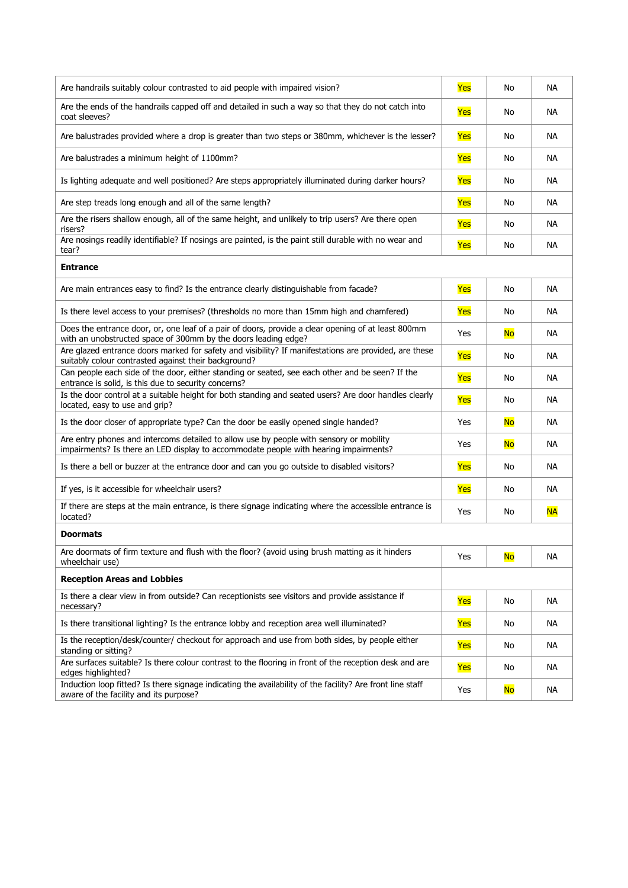| Are handrails suitably colour contrasted to aid people with impaired vision? | **Yes** | No | NA |
|---|---|---|---|
| Are the ends of the handrails capped off and detailed in such a way so that they do not catch into coat sleeves? | **Yes** | No | NA |
| Are balustrades provided where a drop is greater than two steps or 380mm, whichever is the lesser? | **Yes** | No | NA |
| Are balustrades a minimum height of 1100mm? | **Yes** | No | NA |
| Is lighting adequate and well positioned? Are steps appropriately illuminated during darker hours? | **Yes** | No | NA |
| Are step treads long enough and all of the same length? | **Yes** | No | NA |
| Are the risers shallow enough, all of the same height, and unlikely to trip users? Are there open risers? | **Yes** | No | NA |
| Are nosings readily identifiable? If nosings are painted, is the paint still durable with no wear and tear? | **Yes** | No | NA |
| **Entrance** | | | |
| Are main entrances easy to find? Is the entrance clearly distinguishable from facade? | **Yes** | No | NA |
| Is there level access to your premises? (thresholds no more than 15mm high and chamfered) | **Yes** | No | NA |
| Does the entrance door, or, one leaf of a pair of doors, provide a clear opening of at least 800mm with an unobstructed space of 300mm by the doors leading edge? | Yes | **No** | NA |
| Are glazed entrance doors marked for safety and visibility? If manifestations are provided, are these suitably colour contrasted against their background? | **Yes** | No | NA |
| Can people each side of the door, either standing or seated, see each other and be seen? If the entrance is solid, is this due to security concerns? | **Yes** | No | NA |
| Is the door control at a suitable height for both standing and seated users? Are door handles clearly located, easy to use and grip? | **Yes** | No | NA |
| Is the door closer of appropriate type? Can the door be easily opened single handed? | Yes | **No** | NA |
| Are entry phones and intercoms detailed to allow use by people with sensory or mobility impairments? Is there an LED display to accommodate people with hearing impairments? | Yes | **No** | NA |
| Is there a bell or buzzer at the entrance door and can you go outside to disabled visitors? | **Yes** | No | NA |
| If yes, is it accessible for wheelchair users? | **Yes** | No | NA |
| If there are steps at the main entrance, is there signage indicating where the accessible entrance is located? | Yes | No | **NA** |
| **Doormats** | | | |
| Are doormats of firm texture and flush with the floor? (avoid using brush matting as it hinders wheelchair use) | Yes | **No** | NA |
| **Reception Areas and Lobbies** | | | |
| Is there a clear view in from outside? Can receptionists see visitors and provide assistance if necessary? | **Yes** | No | NA |
| Is there transitional lighting? Is the entrance lobby and reception area well illuminated? | **Yes** | No | NA |
| Is the reception/desk/counter/ checkout for approach and use from both sides, by people either standing or sitting? | **Yes** | No | NA |
| Are surfaces suitable? Is there colour contrast to the flooring in front of the reception desk and are edges highlighted? | **Yes** | No | NA |
| Induction loop fitted? Is there signage indicating the availability of the facility? Are front line staff aware of the facility and its purpose? | Yes | **No** | NA |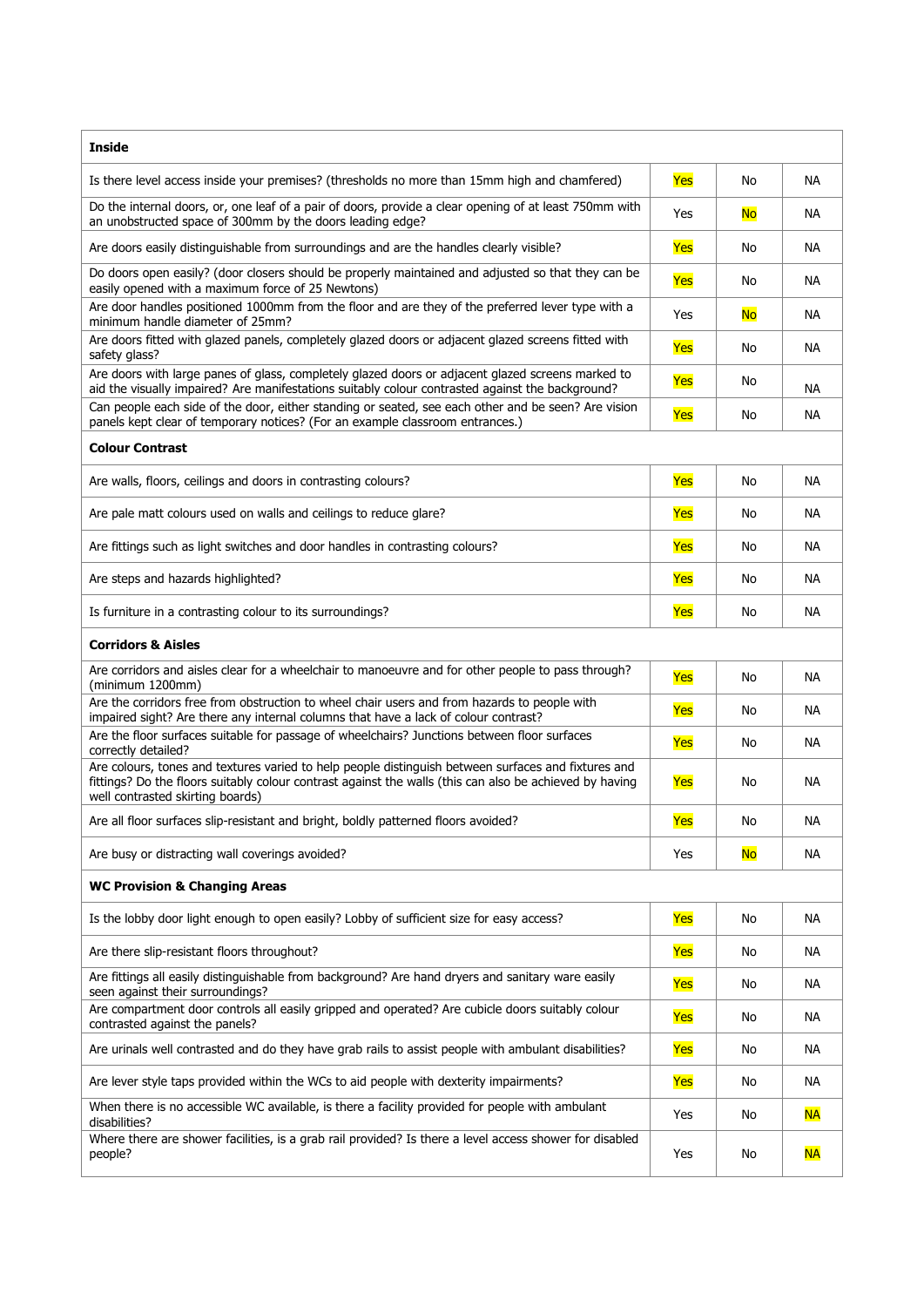| Inside | | | |
| --- | --- | --- | --- |
| Is there level access inside your premises? (thresholds no more than 15mm high and chamfered) | **Yes** | No | NA |
| Do the internal doors, or, one leaf of a pair of doors, provide a clear opening of at least 750mm with an unobstructed space of 300mm by the doors leading edge? | Yes | **No** | NA |
| Are doors easily distinguishable from surroundings and are the handles clearly visible? | **Yes** | No | NA |
| Do doors open easily? (door closers should be properly maintained and adjusted so that they can be easily opened with a maximum force of 25 Newtons) | **Yes** | No | NA |
| Are door handles positioned 1000mm from the floor and are they of the preferred lever type with a minimum handle diameter of 25mm? | Yes | **No** | NA |
| Are doors fitted with glazed panels, completely glazed doors or adjacent glazed screens fitted with safety glass? | **Yes** | No | NA |
| Are doors with large panes of glass, completely glazed doors or adjacent glazed screens marked to aid the visually impaired? Are manifestations suitably colour contrasted against the background? | **Yes** | No | NA |
| Can people each side of the door, either standing or seated, see each other and be seen? Are vision panels kept clear of temporary notices? (For an example classroom entrances.) | **Yes** | No | NA |
| **Colour Contrast** | | | |
| Are walls, floors, ceilings and doors in contrasting colours? | **Yes** | No | NA |
| Are pale matt colours used on walls and ceilings to reduce glare? | **Yes** | No | NA |
| Are fittings such as light switches and door handles in contrasting colours? | **Yes** | No | NA |
| Are steps and hazards highlighted? | **Yes** | No | NA |
| Is furniture in a contrasting colour to its surroundings? | **Yes** | No | NA |
| **Corridors & Aisles** | | | |
| Are corridors and aisles clear for a wheelchair to manoeuvre and for other people to pass through? (minimum 1200mm) | **Yes** | No | NA |
| Are the corridors free from obstruction to wheel chair users and from hazards to people with impaired sight? Are there any internal columns that have a lack of colour contrast? | **Yes** | No | NA |
| Are the floor surfaces suitable for passage of wheelchairs? Junctions between floor surfaces correctly detailed? | **Yes** | No | NA |
| Are colours, tones and textures varied to help people distinguish between surfaces and fixtures and fittings? Do the floors suitably colour contrast against the walls (this can also be achieved by having well contrasted skirting boards) | **Yes** | No | NA |
| Are all floor surfaces slip-resistant and bright, boldly patterned floors avoided? | **Yes** | No | NA |
| Are busy or distracting wall coverings avoided? | Yes | **No** | NA |
| **WC Provision & Changing Areas** | | | |
| Is the lobby door light enough to open easily? Lobby of sufficient size for easy access? | **Yes** | No | NA |
| Are there slip-resistant floors throughout? | **Yes** | No | NA |
| Are fittings all easily distinguishable from background? Are hand dryers and sanitary ware easily seen against their surroundings? | **Yes** | No | NA |
| Are compartment door controls all easily gripped and operated? Are cubicle doors suitably colour contrasted against the panels? | **Yes** | No | NA |
| Are urinals well contrasted and do they have grab rails to assist people with ambulant disabilities? | **Yes** | No | NA |
| Are lever style taps provided within the WCs to aid people with dexterity impairments? | **Yes** | No | NA |
| When there is no accessible WC available, is there a facility provided for people with ambulant disabilities? | Yes | No | **NA** |
| Where there are shower facilities, is a grab rail provided? Is there a level access shower for disabled people? | Yes | No | **NA** |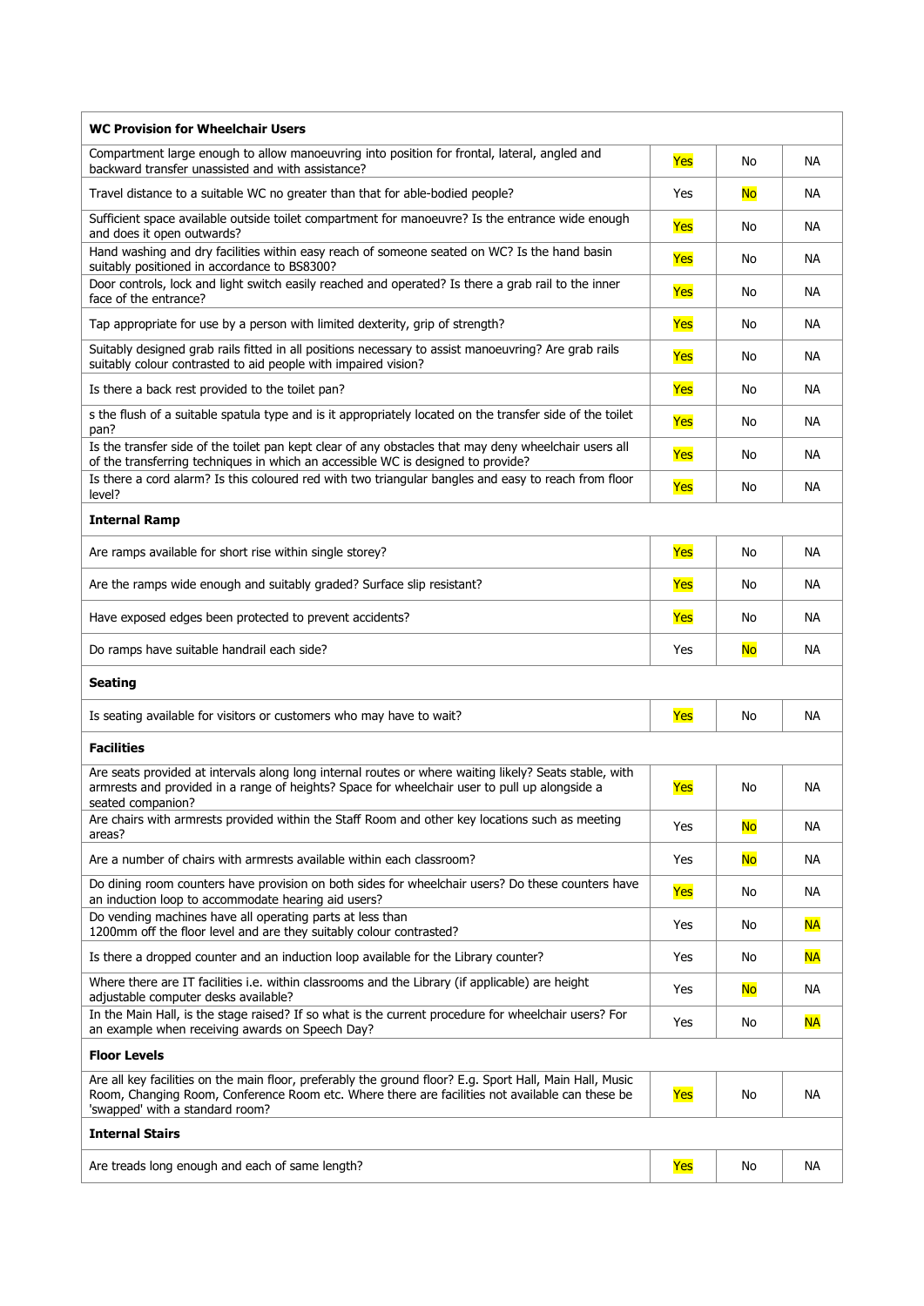| **WC Provision for Wheelchair Users** | | | |
|---|---|---|---|
| Compartment large enough to allow manoeuvring into position for frontal, lateral, angled and backward transfer unassisted and with assistance? | **Yes** | No | NA |
| Travel distance to a suitable WC no greater than that for able-bodied people? | Yes | **No** | NA |
| Sufficient space available outside toilet compartment for manoeuvre? Is the entrance wide enough and does it open outwards? | **Yes** | No | NA |
| Hand washing and dry facilities within easy reach of someone seated on WC? Is the hand basin suitably positioned in accordance to BS8300? | **Yes** | No | NA |
| Door controls, lock and light switch easily reached and operated? Is there a grab rail to the inner face of the entrance? | **Yes** | No | NA |
| Tap appropriate for use by a person with limited dexterity, grip of strength? | **Yes** | No | NA |
| Suitably designed grab rails fitted in all positions necessary to assist manoeuvring? Are grab rails suitably colour contrasted to aid people with impaired vision? | **Yes** | No | NA |
| Is there a back rest provided to the toilet pan? | **Yes** | No | NA |
| s the flush of a suitable spatula type and is it appropriately located on the transfer side of the toilet pan? | **Yes** | No | NA |
| Is the transfer side of the toilet pan kept clear of any obstacles that may deny wheelchair users all of the transferring techniques in which an accessible WC is designed to provide? | **Yes** | No | NA |
| Is there a cord alarm? Is this coloured red with two triangular bangles and easy to reach from floor level? | **Yes** | No | NA |
| **Internal Ramp** | | | |
| Are ramps available for short rise within single storey? | **Yes** | No | NA |
| Are the ramps wide enough and suitably graded? Surface slip resistant? | **Yes** | No | NA |
| Have exposed edges been protected to prevent accidents? | **Yes** | No | NA |
| Do ramps have suitable handrail each side? | Yes | **No** | NA |
| **Seating** | | | |
| Is seating available for visitors or customers who may have to wait? | **Yes** | No | NA |
| **Facilities** | | | |
| Are seats provided at intervals along long internal routes or where waiting likely? Seats stable, with armrests and provided in a range of heights? Space for wheelchair user to pull up alongside a seated companion? | **Yes** | No | NA |
| Are chairs with armrests provided within the Staff Room and other key locations such as meeting areas? | Yes | **No** | NA |
| Are a number of chairs with armrests available within each classroom? | Yes | **No** | NA |
| Do dining room counters have provision on both sides for wheelchair users? Do these counters have an induction loop to accommodate hearing aid users? | **Yes** | No | NA |
| Do vending machines have all operating parts at less than 1200mm off the floor level and are they suitably colour contrasted? | Yes | No | **NA** |
| Is there a dropped counter and an induction loop available for the Library counter? | Yes | No | **NA** |
| Where there are IT facilities i.e. within classrooms and the Library (if applicable) are height adjustable computer desks available? | Yes | **No** | NA |
| In the Main Hall, is the stage raised? If so what is the current procedure for wheelchair users? For an example when receiving awards on Speech Day? | Yes | No | **NA** |
| **Floor Levels** | | | |
| Are all key facilities on the main floor, preferably the ground floor? E.g. Sport Hall, Main Hall, Music Room, Changing Room, Conference Room etc. Where there are facilities not available can these be 'swapped' with a standard room? | **Yes** | No | NA |
| **Internal Stairs** | | | |
| Are treads long enough and each of same length? | **Yes** | No | NA |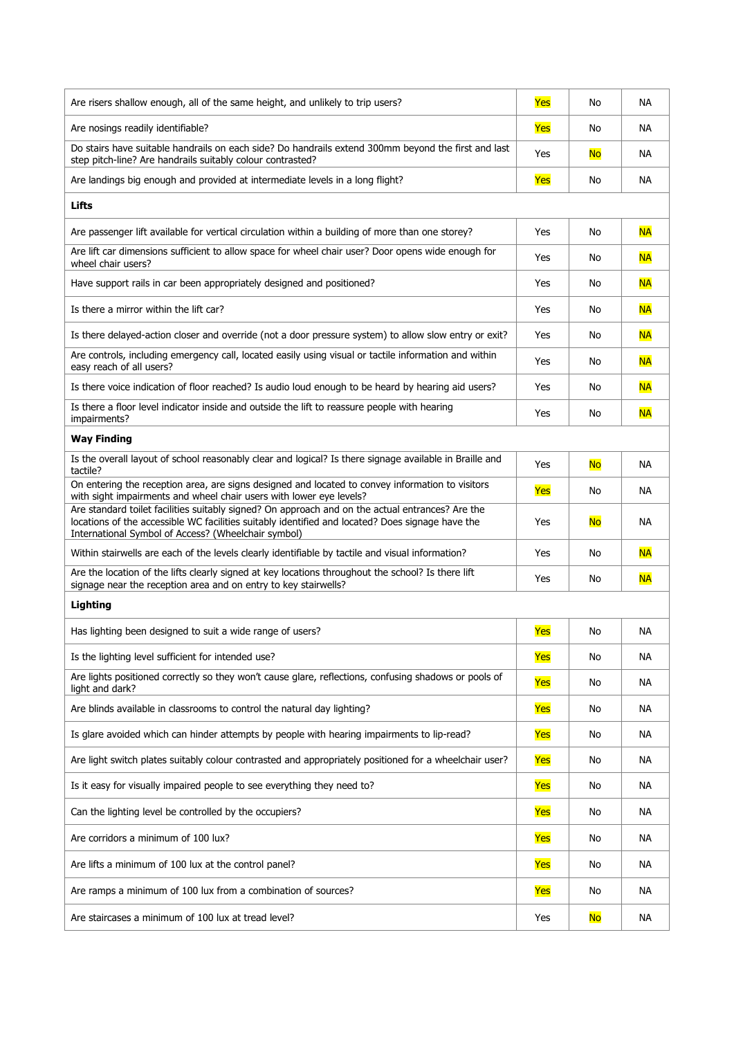| Are risers shallow enough, all of the same height, and unlikely to trip users? | **Yes** | No | NA |
|---|---|---|---|
| Are nosings readily identifiable? | **Yes** | No | NA |
| Do stairs have suitable handrails on each side? Do handrails extend 300mm beyond the first and last step pitch-line? Are handrails suitably colour contrasted? | Yes | **No** | NA |
| Are landings big enough and provided at intermediate levels in a long flight? | **Yes** | No | NA |
| **Lifts** | | | |
| Are passenger lift available for vertical circulation within a building of more than one storey? | Yes | No | **NA** |
| Are lift car dimensions sufficient to allow space for wheel chair user? Door opens wide enough for wheel chair users? | Yes | No | **NA** |
| Have support rails in car been appropriately designed and positioned? | Yes | No | **NA** |
| Is there a mirror within the lift car? | Yes | No | **NA** |
| Is there delayed-action closer and override (not a door pressure system) to allow slow entry or exit? | Yes | No | **NA** |
| Are controls, including emergency call, located easily using visual or tactile information and within easy reach of all users? | Yes | No | **NA** |
| Is there voice indication of floor reached? Is audio loud enough to be heard by hearing aid users? | Yes | No | **NA** |
| Is there a floor level indicator inside and outside the lift to reassure people with hearing impairments? | Yes | No | **NA** |
| **Way Finding** | | | |
| Is the overall layout of school reasonably clear and logical? Is there signage available in Braille and tactile? | Yes | **No** | NA |
| On entering the reception area, are signs designed and located to convey information to visitors with sight impairments and wheel chair users with lower eye levels? | **Yes** | No | NA |
| Are standard toilet facilities suitably signed? On approach and on the actual entrances? Are the locations of the accessible WC facilities suitably identified and located? Does signage have the International Symbol of Access? (Wheelchair symbol) | Yes | **No** | NA |
| Within stairwells are each of the levels clearly identifiable by tactile and visual information? | Yes | No | **NA** |
| Are the location of the lifts clearly signed at key locations throughout the school? Is there lift signage near the reception area and on entry to key stairwells? | Yes | No | **NA** |
| **Lighting** | | | |
| Has lighting been designed to suit a wide range of users? | **Yes** | No | NA |
| Is the lighting level sufficient for intended use? | **Yes** | No | NA |
| Are lights positioned correctly so they won't cause glare, reflections, confusing shadows or pools of light and dark? | **Yes** | No | NA |
| Are blinds available in classrooms to control the natural day lighting? | **Yes** | No | NA |
| Is glare avoided which can hinder attempts by people with hearing impairments to lip-read? | **Yes** | No | NA |
| Are light switch plates suitably colour contrasted and appropriately positioned for a wheelchair user? | **Yes** | No | NA |
| Is it easy for visually impaired people to see everything they need to? | **Yes** | No | NA |
| Can the lighting level be controlled by the occupiers? | **Yes** | No | NA |
| Are corridors a minimum of 100 lux? | **Yes** | No | NA |
| Are lifts a minimum of 100 lux at the control panel? | **Yes** | No | NA |
| Are ramps a minimum of 100 lux from a combination of sources? | **Yes** | No | NA |
| Are staircases a minimum of 100 lux at tread level? | Yes | **No** | NA |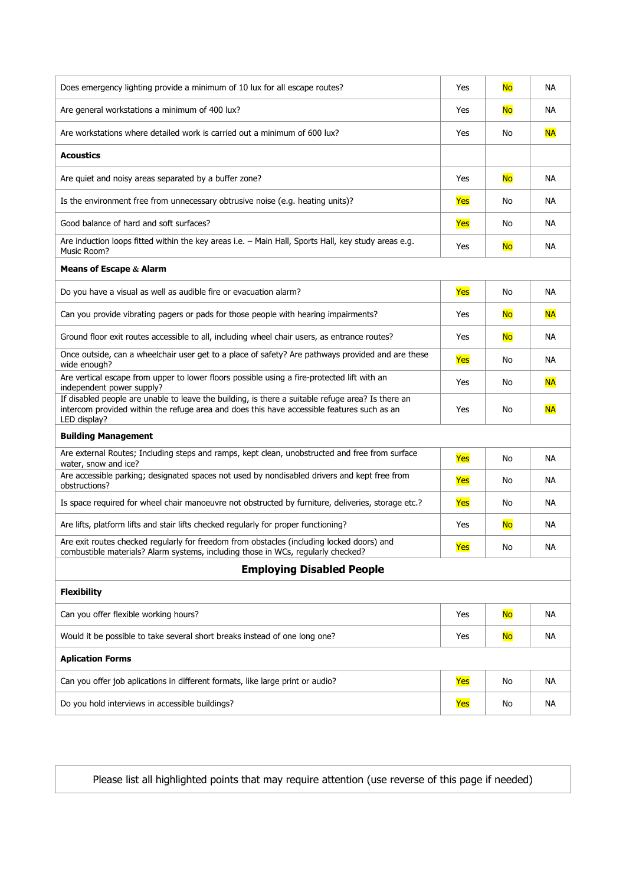| | | | |
|---|---|---|---|
| Does emergency lighting provide a minimum of 10 lux for all escape routes? | Yes | No | NA |
| Are general workstations a minimum of 400 lux? | Yes | No | NA |
| Are workstations where detailed work is carried out a minimum of 600 lux? | Yes | No | NA |
| **Acoustics** | | | |
| Are quiet and noisy areas separated by a buffer zone? | Yes | No | NA |
| Is the environment free from unnecessary obtrusive noise (e.g. heating units)? | Yes | No | NA |
| Good balance of hard and soft surfaces? | Yes | No | NA |
| Are induction loops fitted within the key areas i.e. – Main Hall, Sports Hall, key study areas e.g. Music Room? | Yes | No | NA |
| **Means of Escape & Alarm** | | | |
| Do you have a visual as well as audible fire or evacuation alarm? | Yes | No | NA |
| Can you provide vibrating pagers or pads for those people with hearing impairments? | Yes | No | NA |
| Ground floor exit routes accessible to all, including wheel chair users, as entrance routes? | Yes | No | NA |
| Once outside, can a wheelchair user get to a place of safety? Are pathways provided and are these wide enough? | Yes | No | NA |
| Are vertical escape from upper to lower floors possible using a fire-protected lift with an independent power supply? | Yes | No | NA |
| If disabled people are unable to leave the building, is there a suitable refuge area? Is there an intercom provided within the refuge area and does this have accessible features such as an LED display? | Yes | No | NA |
| **Building Management** | | | |
| Are external Routes; Including steps and ramps, kept clean, unobstructed and free from surface water, snow and ice? | Yes | No | NA |
| Are accessible parking; designated spaces not used by nondisabled drivers and kept free from obstructions? | Yes | No | NA |
| Is space required for wheel chair manoeuvre not obstructed by furniture, deliveries, storage etc.? | Yes | No | NA |
| Are lifts, platform lifts and stair lifts checked regularly for proper functioning? | Yes | No | NA |
| Are exit routes checked regularly for freedom from obstacles (including locked doors) and combustible materials? Alarm systems, including those in WCs, regularly checked? | Yes | No | NA |
| **Employing Disabled People** | | | |
| **Flexibility** | | | |
| Can you offer flexible working hours? | Yes | No | NA |
| Would it be possible to take several short breaks instead of one long one? | Yes | No | NA |
| **Aplication Forms** | | | |
| Can you offer job aplications in different formats, like large print or audio? | Yes | No | NA |
| Do you hold interviews in accessible buildings? | Yes | No | NA |

Please list all highlighted points that may require attention (use reverse of this page if needed)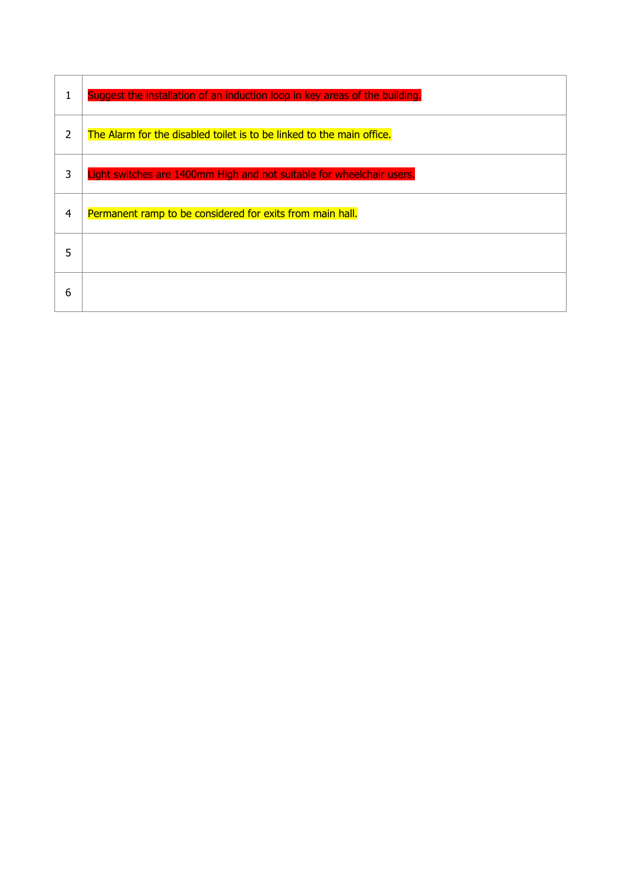| | |
|---|---|
| 1 | Suggest the installation of an induction loop in key areas of the building. |
| 2 | The Alarm for the disabled toilet is to be linked to the main office. |
| 3 | Light switches are 1400mm High and not suitable for wheelchair users. |
| 4 | Permanent ramp to be considered for exits from main hall. |
| 5 | |
| 6 | |